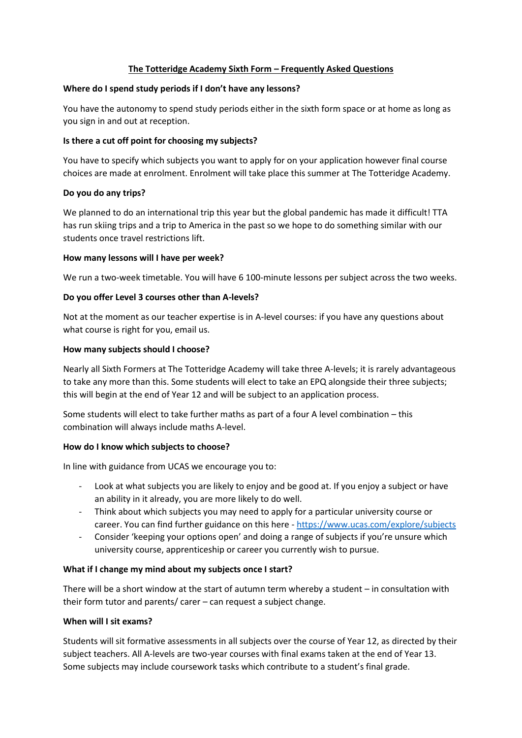# The Totteridge Academy Sixth Form – Frequently Asked Questions

**Where do I spend study periods if I don't have any lessons?**

You have the autonomy to spend study periods either in the sixth form space or at home as long as you sign in and out at reception.

**Is there a cut off point for choosing my subjects?**

You have to specify which subjects you want to apply for on your application however final course choices are made at enrolment. Enrolment will take place this summer at The Totteridge Academy.

**Do you do any trips?**

We planned to do an international trip this year but the global pandemic has made it difficult! TTA has run skiing trips and a trip to America in the past so we hope to do something similar with our students once travel restrictions lift.

**How many lessons will I have per week?**

We run a two-week timetable. You will have 6 100-minute lessons per subject across the two weeks.

**Do you offer Level 3 courses other than A-levels?**

Not at the moment as our teacher expertise is in A-level courses: if you have any questions about what course is right for you, email us.

**How many subjects should I choose?**

Nearly all Sixth Formers at The Totteridge Academy will take three A-levels; it is rarely advantageous to take any more than this. Some students will elect to take an EPQ alongside their three subjects; this will begin at the end of Year 12 and will be subject to an application process.

Some students will elect to take further maths as part of a four A level combination – this combination will always include maths A-level.

**How do I know which subjects to choose?**

In line with guidance from UCAS we encourage you to:

- Look at what subjects you are likely to enjoy and be good at. If you enjoy a subject or have an ability in it already, you are more likely to do well.
- Think about which subjects you may need to apply for a particular university course or career. You can find further guidance on this here - https://www.ucas.com/explore/subjects
- Consider 'keeping your options open' and doing a range of subjects if you're unsure which university course, apprenticeship or career you currently wish to pursue.

**What if I change my mind about my subjects once I start?**

There will be a short window at the start of autumn term whereby a student – in consultation with their form tutor and parents/ carer – can request a subject change.

**When will I sit exams?**

Students will sit formative assessments in all subjects over the course of Year 12, as directed by their subject teachers. All A-levels are two-year courses with final exams taken at the end of Year 13. Some subjects may include coursework tasks which contribute to a student's final grade.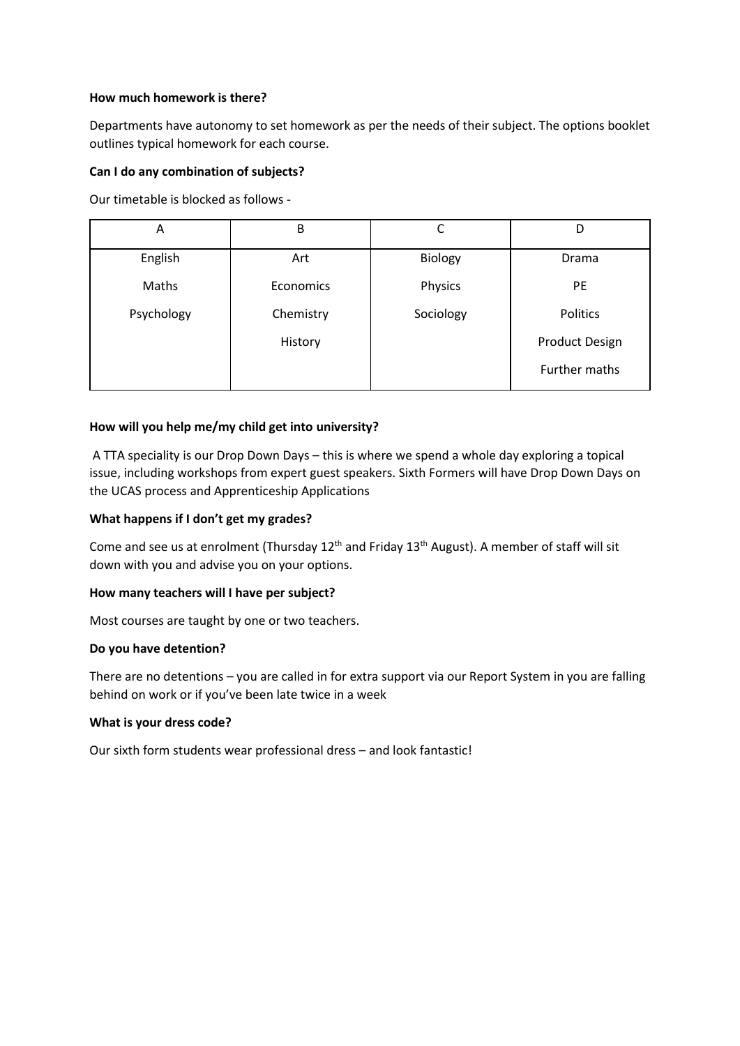**How much homework is there?**

Departments have autonomy to set homework as per the needs of their subject. The options booklet outlines typical homework for each course.

**Can I do any combination of subjects?**

Our timetable is blocked as follows -

| A | B | C | D |
|---|---|---|---|
| English | Art | Biology | Drama |
| Maths | Economics | Physics | PE |
| Psychology | Chemistry | Sociology | Politics |
| | History | | Product Design |
| | | | Further maths |

**How will you help me/my child get into university?**

A TTA speciality is our Drop Down Days – this is where we spend a whole day exploring a topical issue, including workshops from expert guest speakers. Sixth Formers will have Drop Down Days on the UCAS process and Apprenticeship Applications

**What happens if I don't get my grades?**

Come and see us at enrolment (Thursday 12th and Friday 13th August). A member of staff will sit down with you and advise you on your options.

**How many teachers will I have per subject?**

Most courses are taught by one or two teachers.

**Do you have detention?**

There are no detentions – you are called in for extra support via our Report System in you are falling behind on work or if you've been late twice in a week

**What is your dress code?**

Our sixth form students wear professional dress – and look fantastic!